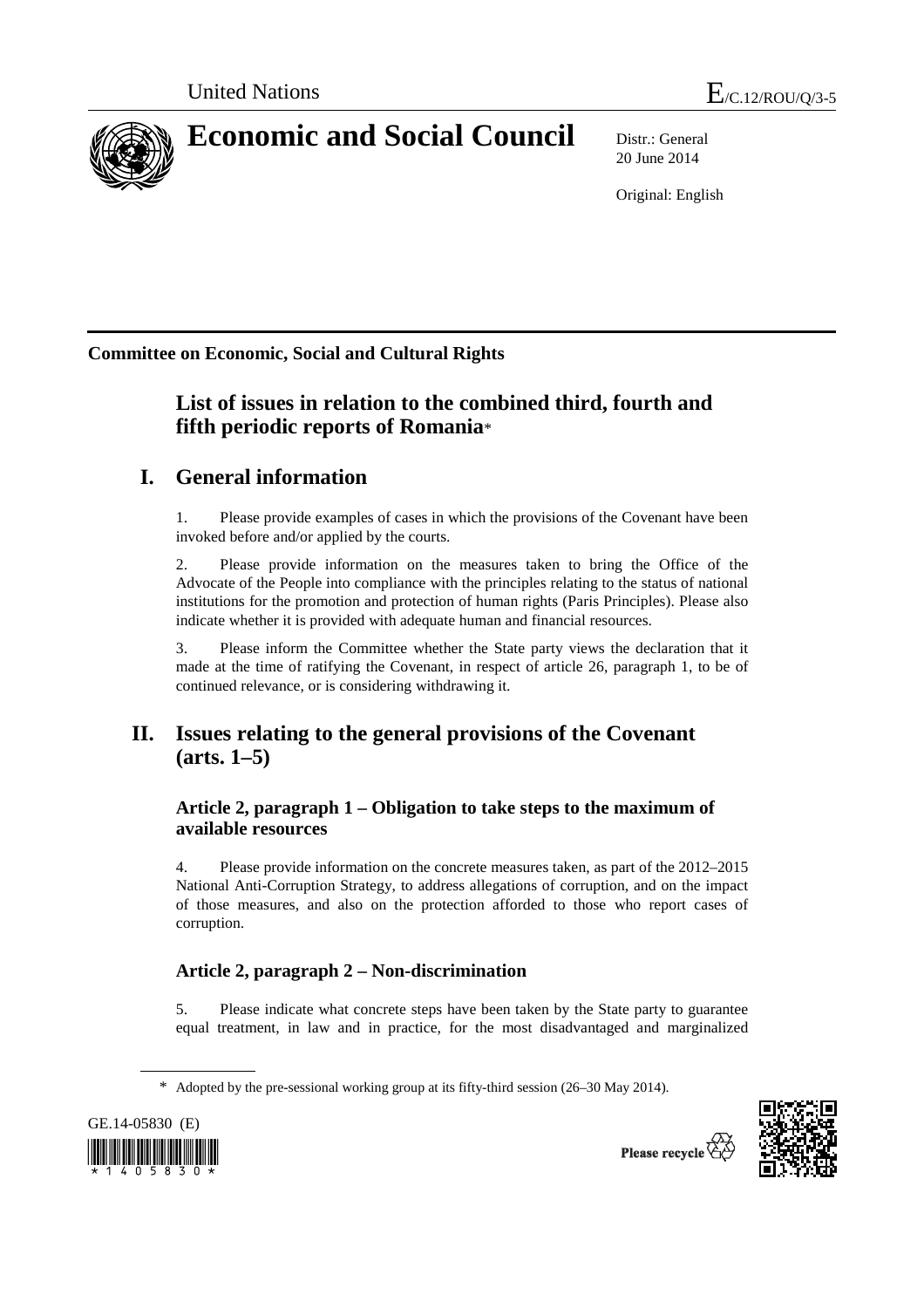United Nations E/C.12/ROU/Q/3-5

# Economic and Social Council

Distr.: General
20 June 2014

Original: English

**Committee on Economic, Social and Cultural Rights**

## List of issues in relation to the combined third, fourth and fifth periodic reports of Romania*

## I. General information

1. Please provide examples of cases in which the provisions of the Covenant have been invoked before and/or applied by the courts.

2. Please provide information on the measures taken to bring the Office of the Advocate of the People into compliance with the principles relating to the status of national institutions for the promotion and protection of human rights (Paris Principles). Please also indicate whether it is provided with adequate human and financial resources.

3. Please inform the Committee whether the State party views the declaration that it made at the time of ratifying the Covenant, in respect of article 26, paragraph 1, to be of continued relevance, or is considering withdrawing it.

## II. Issues relating to the general provisions of the Covenant (arts. 1–5)

### Article 2, paragraph 1 – Obligation to take steps to the maximum of available resources

4. Please provide information on the concrete measures taken, as part of the 2012–2015 National Anti-Corruption Strategy, to address allegations of corruption, and on the impact of those measures, and also on the protection afforded to those who report cases of corruption.

### Article 2, paragraph 2 – Non-discrimination

5. Please indicate what concrete steps have been taken by the State party to guarantee equal treatment, in law and in practice, for the most disadvantaged and marginalized

\* Adopted by the pre-sessional working group at its fifty-third session (26–30 May 2014).

GE.14-05830 (E)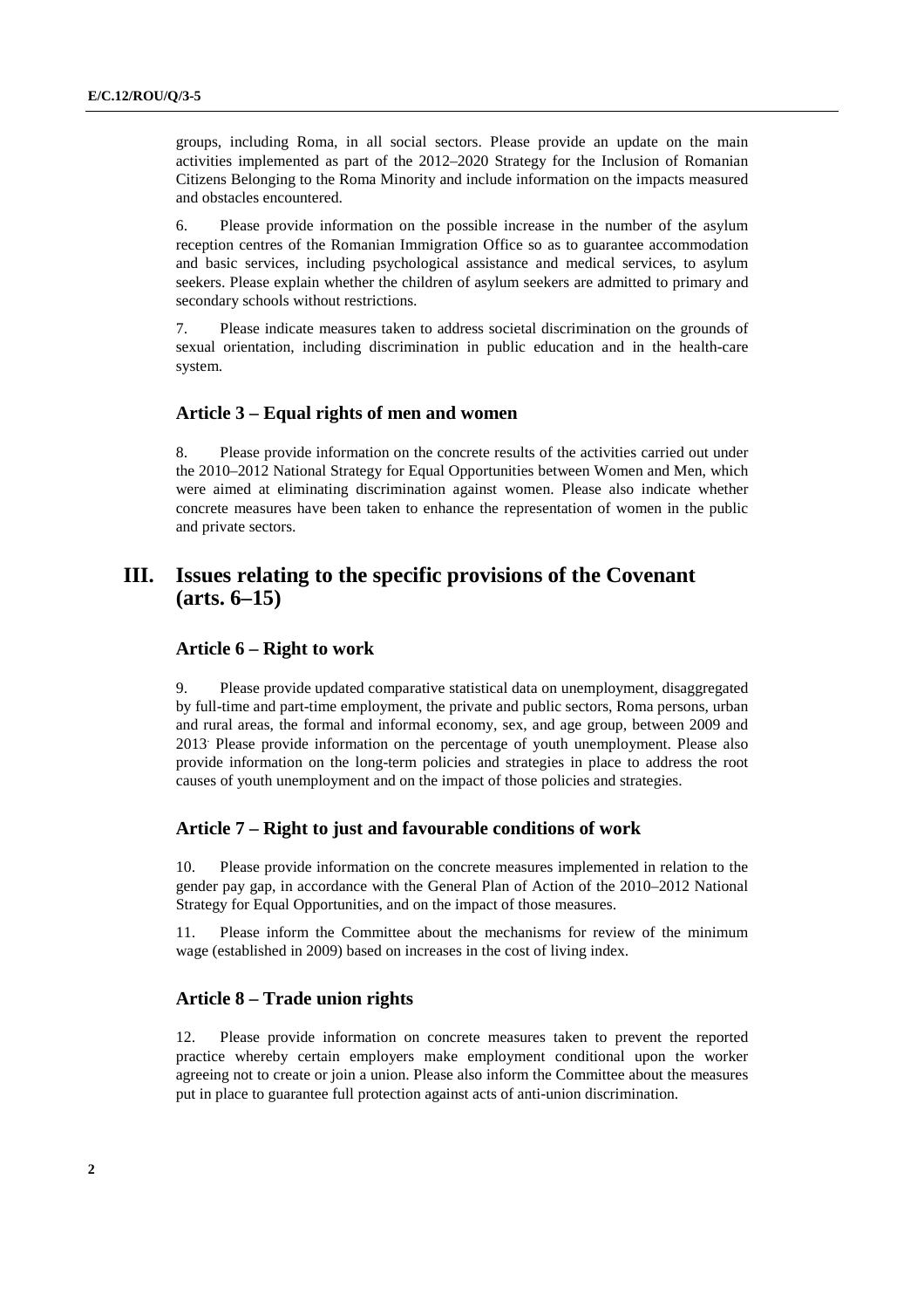groups, including Roma, in all social sectors. Please provide an update on the main activities implemented as part of the 2012–2020 Strategy for the Inclusion of Romanian Citizens Belonging to the Roma Minority and include information on the impacts measured and obstacles encountered.

6. Please provide information on the possible increase in the number of the asylum reception centres of the Romanian Immigration Office so as to guarantee accommodation and basic services, including psychological assistance and medical services, to asylum seekers. Please explain whether the children of asylum seekers are admitted to primary and secondary schools without restrictions.

7. Please indicate measures taken to address societal discrimination on the grounds of sexual orientation, including discrimination in public education and in the health-care system.

### Article 3 – Equal rights of men and women

8. Please provide information on the concrete results of the activities carried out under the 2010–2012 National Strategy for Equal Opportunities between Women and Men, which were aimed at eliminating discrimination against women. Please also indicate whether concrete measures have been taken to enhance the representation of women in the public and private sectors.

## III. Issues relating to the specific provisions of the Covenant (arts. 6–15)

### Article 6 – Right to work

9. Please provide updated comparative statistical data on unemployment, disaggregated by full-time and part-time employment, the private and public sectors, Roma persons, urban and rural areas, the formal and informal economy, sex, and age group, between 2009 and 2013. Please provide information on the percentage of youth unemployment. Please also provide information on the long-term policies and strategies in place to address the root causes of youth unemployment and on the impact of those policies and strategies.

### Article 7 – Right to just and favourable conditions of work

10. Please provide information on the concrete measures implemented in relation to the gender pay gap, in accordance with the General Plan of Action of the 2010–2012 National Strategy for Equal Opportunities, and on the impact of those measures.

11. Please inform the Committee about the mechanisms for review of the minimum wage (established in 2009) based on increases in the cost of living index.

### Article 8 – Trade union rights

12. Please provide information on concrete measures taken to prevent the reported practice whereby certain employers make employment conditional upon the worker agreeing not to create or join a union. Please also inform the Committee about the measures put in place to guarantee full protection against acts of anti-union discrimination.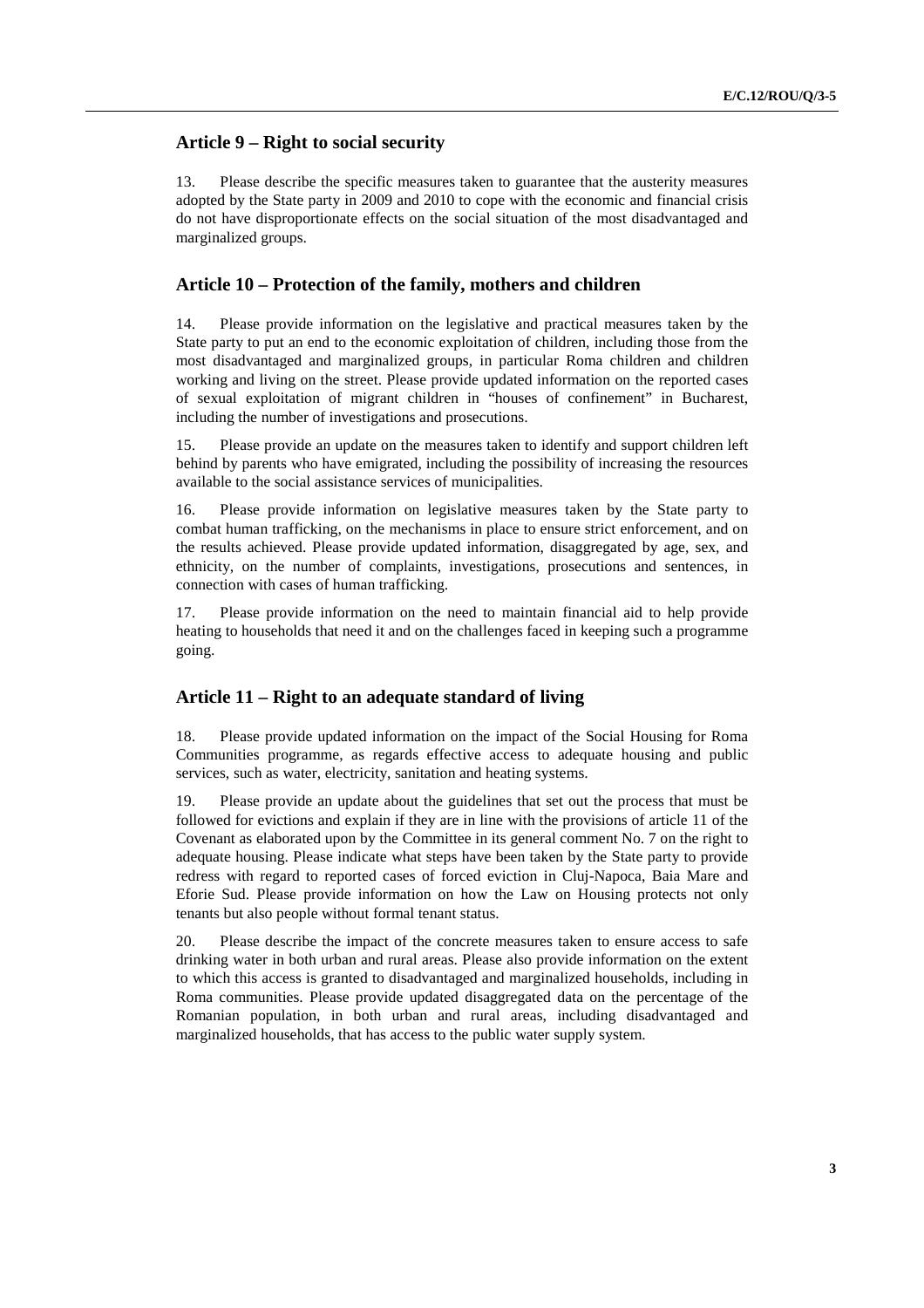## Article 9 – Right to social security

13. Please describe the specific measures taken to guarantee that the austerity measures adopted by the State party in 2009 and 2010 to cope with the economic and financial crisis do not have disproportionate effects on the social situation of the most disadvantaged and marginalized groups.

## Article 10 – Protection of the family, mothers and children

14. Please provide information on the legislative and practical measures taken by the State party to put an end to the economic exploitation of children, including those from the most disadvantaged and marginalized groups, in particular Roma children and children working and living on the street. Please provide updated information on the reported cases of sexual exploitation of migrant children in "houses of confinement" in Bucharest, including the number of investigations and prosecutions.

15. Please provide an update on the measures taken to identify and support children left behind by parents who have emigrated, including the possibility of increasing the resources available to the social assistance services of municipalities.

16. Please provide information on legislative measures taken by the State party to combat human trafficking, on the mechanisms in place to ensure strict enforcement, and on the results achieved. Please provide updated information, disaggregated by age, sex, and ethnicity, on the number of complaints, investigations, prosecutions and sentences, in connection with cases of human trafficking.

17. Please provide information on the need to maintain financial aid to help provide heating to households that need it and on the challenges faced in keeping such a programme going.

## Article 11 – Right to an adequate standard of living

18. Please provide updated information on the impact of the Social Housing for Roma Communities programme, as regards effective access to adequate housing and public services, such as water, electricity, sanitation and heating systems.

19. Please provide an update about the guidelines that set out the process that must be followed for evictions and explain if they are in line with the provisions of article 11 of the Covenant as elaborated upon by the Committee in its general comment No. 7 on the right to adequate housing. Please indicate what steps have been taken by the State party to provide redress with regard to reported cases of forced eviction in Cluj-Napoca, Baia Mare and Eforie Sud. Please provide information on how the Law on Housing protects not only tenants but also people without formal tenant status.

20. Please describe the impact of the concrete measures taken to ensure access to safe drinking water in both urban and rural areas. Please also provide information on the extent to which this access is granted to disadvantaged and marginalized households, including in Roma communities. Please provide updated disaggregated data on the percentage of the Romanian population, in both urban and rural areas, including disadvantaged and marginalized households, that has access to the public water supply system.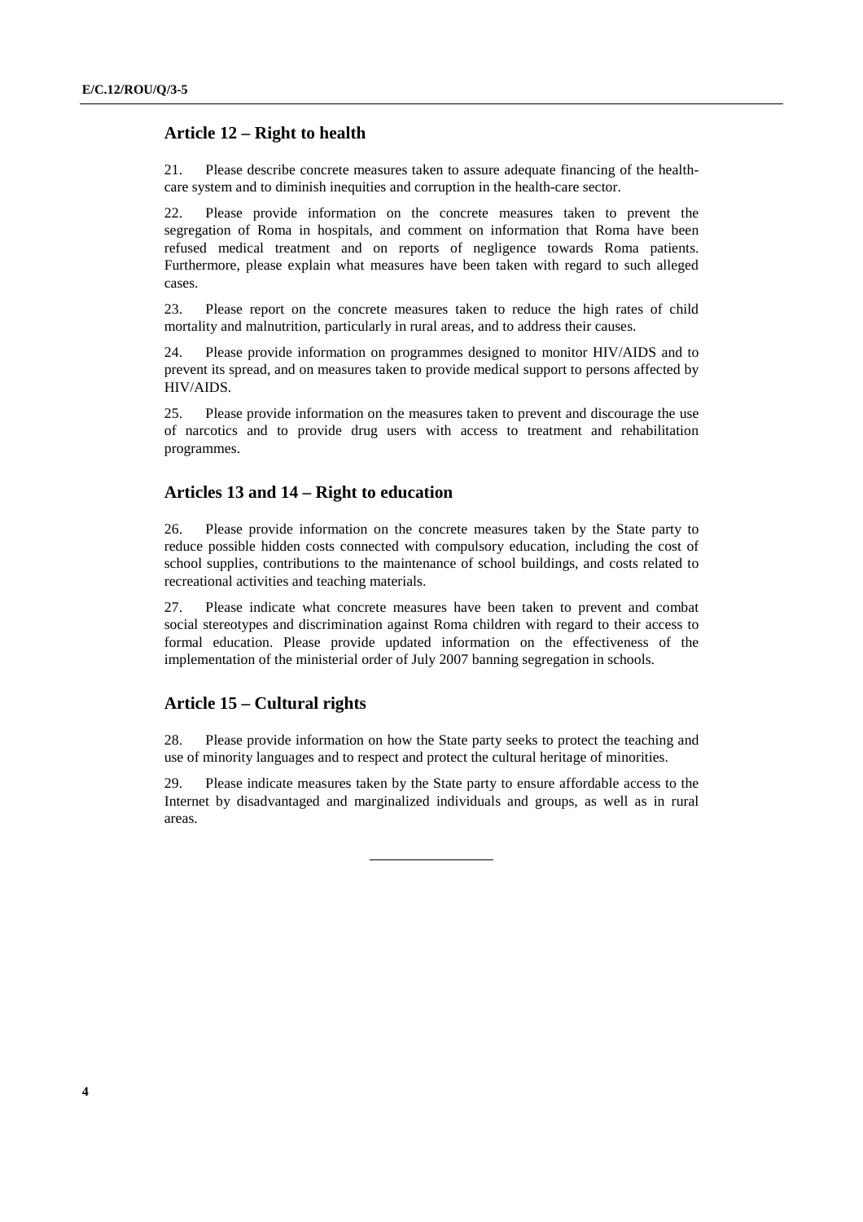## Article 12 – Right to health

21. Please describe concrete measures taken to assure adequate financing of the health-care system and to diminish inequities and corruption in the health-care sector.

22. Please provide information on the concrete measures taken to prevent the segregation of Roma in hospitals, and comment on information that Roma have been refused medical treatment and on reports of negligence towards Roma patients. Furthermore, please explain what measures have been taken with regard to such alleged cases.

23. Please report on the concrete measures taken to reduce the high rates of child mortality and malnutrition, particularly in rural areas, and to address their causes.

24. Please provide information on programmes designed to monitor HIV/AIDS and to prevent its spread, and on measures taken to provide medical support to persons affected by HIV/AIDS.

25. Please provide information on the measures taken to prevent and discourage the use of narcotics and to provide drug users with access to treatment and rehabilitation programmes.

## Articles 13 and 14 – Right to education

26. Please provide information on the concrete measures taken by the State party to reduce possible hidden costs connected with compulsory education, including the cost of school supplies, contributions to the maintenance of school buildings, and costs related to recreational activities and teaching materials.

27. Please indicate what concrete measures have been taken to prevent and combat social stereotypes and discrimination against Roma children with regard to their access to formal education. Please provide updated information on the effectiveness of the implementation of the ministerial order of July 2007 banning segregation in schools.

## Article 15 – Cultural rights

28. Please provide information on how the State party seeks to protect the teaching and use of minority languages and to respect and protect the cultural heritage of minorities.

29. Please indicate measures taken by the State party to ensure affordable access to the Internet by disadvantaged and marginalized individuals and groups, as well as in rural areas.